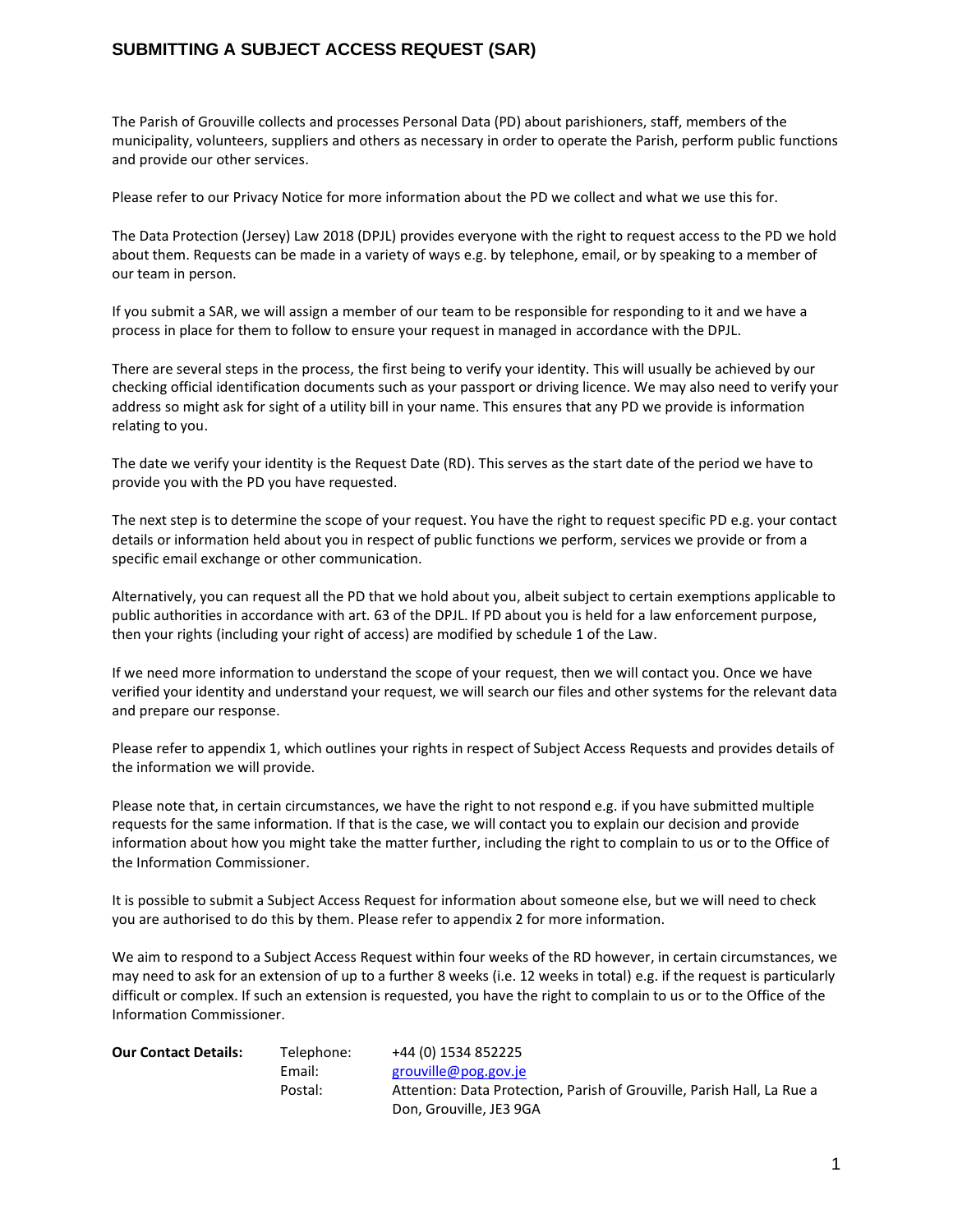# SUBMITTING A SUBJECT ACCESS REQUEST (SAR)

The Parish of Grouville collects and processes Personal Data (PD) about parishioners, staff, members of the municipality, volunteers, suppliers and others as necessary in order to operate the Parish, perform public functions and provide our other services.

Please refer to our Privacy Notice for more information about the PD we collect and what we use this for.

The Data Protection (Jersey) Law 2018 (DPJL) provides everyone with the right to request access to the PD we hold about them. Requests can be made in a variety of ways e.g. by telephone, email, or by speaking to a member of our team in person.

If you submit a SAR, we will assign a member of our team to be responsible for responding to it and we have a process in place for them to follow to ensure your request in managed in accordance with the DPJL.

There are several steps in the process, the first being to verify your identity. This will usually be achieved by our checking official identification documents such as your passport or driving licence. We may also need to verify your address so might ask for sight of a utility bill in your name. This ensures that any PD we provide is information relating to you.

The date we verify your identity is the Request Date (RD). This serves as the start date of the period we have to provide you with the PD you have requested.

The next step is to determine the scope of your request. You have the right to request specific PD e.g. your contact details or information held about you in respect of public functions we perform, services we provide or from a specific email exchange or other communication.

Alternatively, you can request all the PD that we hold about you, albeit subject to certain exemptions applicable to public authorities in accordance with art. 63 of the DPJL. If PD about you is held for a law enforcement purpose, then your rights (including your right of access) are modified by schedule 1 of the Law.

If we need more information to understand the scope of your request, then we will contact you. Once we have verified your identity and understand your request, we will search our files and other systems for the relevant data and prepare our response.

Please refer to appendix 1, which outlines your rights in respect of Subject Access Requests and provides details of the information we will provide.

Please note that, in certain circumstances, we have the right to not respond e.g. if you have submitted multiple requests for the same information. If that is the case, we will contact you to explain our decision and provide information about how you might take the matter further, including the right to complain to us or to the Office of the Information Commissioner.

It is possible to submit a Subject Access Request for information about someone else, but we will need to check you are authorised to do this by them. Please refer to appendix 2 for more information.

We aim to respond to a Subject Access Request within four weeks of the RD however, in certain circumstances, we may need to ask for an extension of up to a further 8 weeks (i.e. 12 weeks in total) e.g. if the request is particularly difficult or complex. If such an extension is requested, you have the right to complain to us or to the Office of the Information Commissioner.

| **Our Contact Details:** | Telephone: | +44 (0) 1534 852225 |
|---|---|---|
| | Email: | grouville@pog.gov.je |
| | Postal: | Attention: Data Protection, Parish of Grouville, Parish Hall, La Rue a Don, Grouville, JE3 9GA |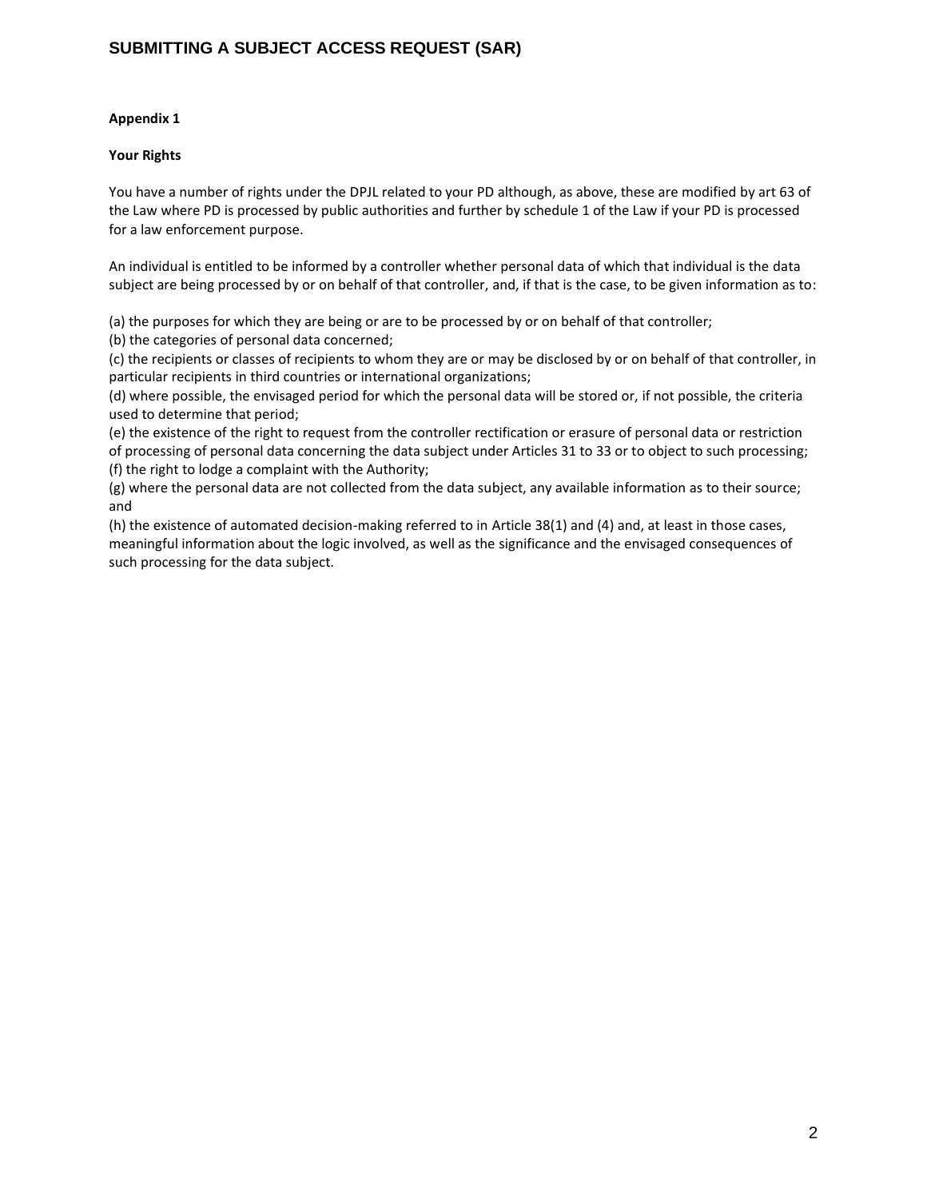**Appendix 1**

**Your Rights**

You have a number of rights under the DPJL related to your PD although, as above, these are modified by art 63 of the Law where PD is processed by public authorities and further by schedule 1 of the Law if your PD is processed for a law enforcement purpose.

An individual is entitled to be informed by a controller whether personal data of which that individual is the data subject are being processed by or on behalf of that controller, and, if that is the case, to be given information as to:

(a) the purposes for which they are being or are to be processed by or on behalf of that controller;
(b) the categories of personal data concerned;
(c) the recipients or classes of recipients to whom they are or may be disclosed by or on behalf of that controller, in particular recipients in third countries or international organizations;
(d) where possible, the envisaged period for which the personal data will be stored or, if not possible, the criteria used to determine that period;
(e) the existence of the right to request from the controller rectification or erasure of personal data or restriction of processing of personal data concerning the data subject under Articles 31 to 33 or to object to such processing;
(f) the right to lodge a complaint with the Authority;
(g) where the personal data are not collected from the data subject, any available information as to their source; and
(h) the existence of automated decision-making referred to in Article 38(1) and (4) and, at least in those cases, meaningful information about the logic involved, as well as the significance and the envisaged consequences of such processing for the data subject.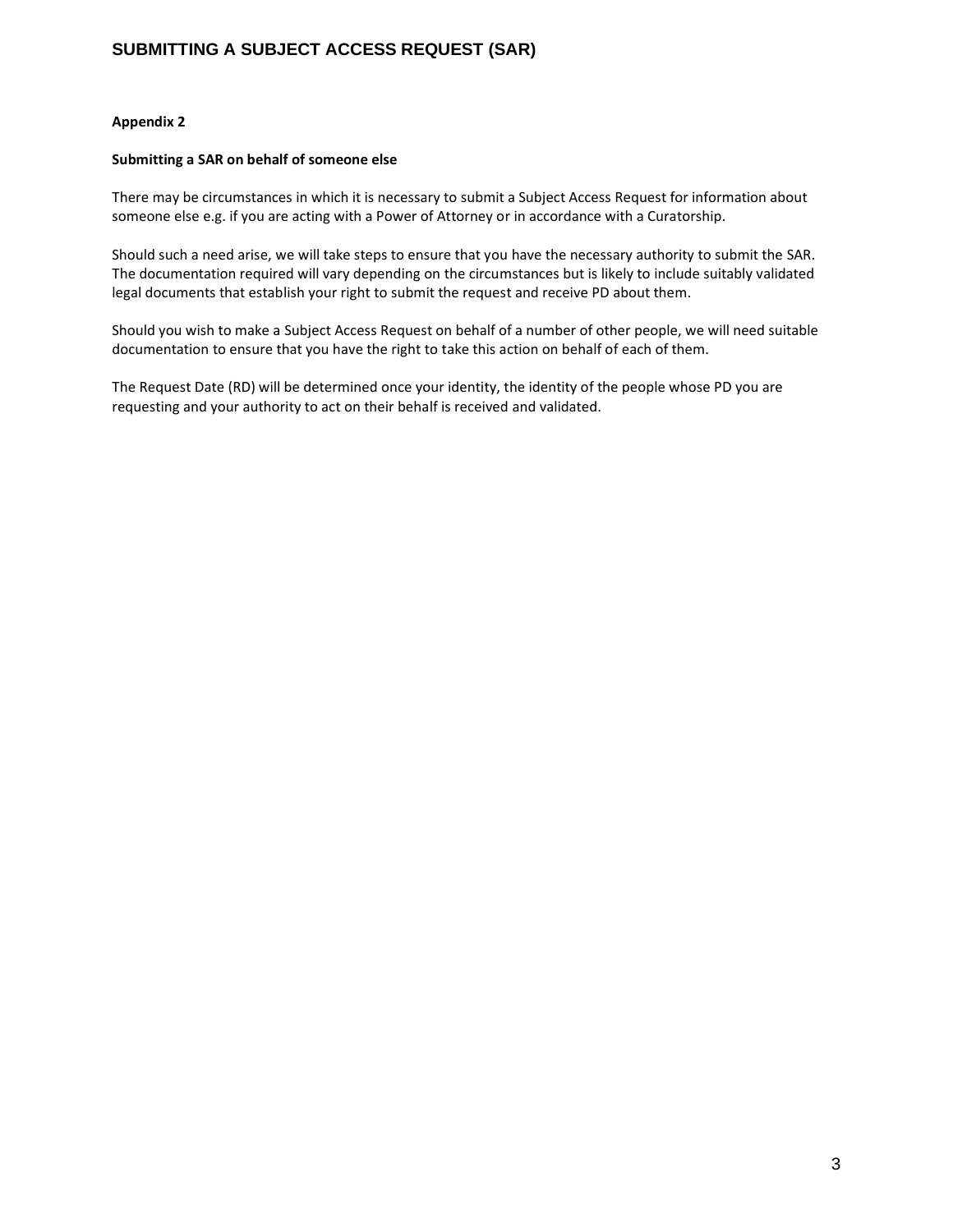**Appendix 2**

**Submitting a SAR on behalf of someone else**

There may be circumstances in which it is necessary to submit a Subject Access Request for information about someone else e.g. if you are acting with a Power of Attorney or in accordance with a Curatorship.

Should such a need arise, we will take steps to ensure that you have the necessary authority to submit the SAR. The documentation required will vary depending on the circumstances but is likely to include suitably validated legal documents that establish your right to submit the request and receive PD about them.

Should you wish to make a Subject Access Request on behalf of a number of other people, we will need suitable documentation to ensure that you have the right to take this action on behalf of each of them.

The Request Date (RD) will be determined once your identity, the identity of the people whose PD you are requesting and your authority to act on their behalf is received and validated.